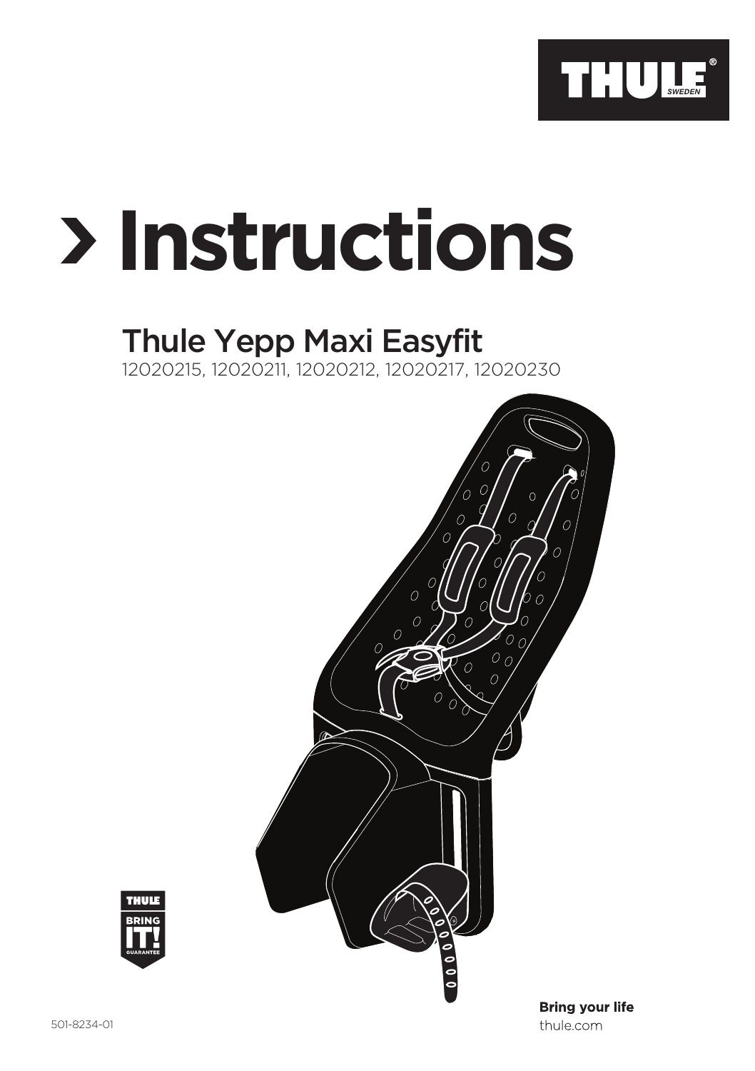THULE SWEDEN

# > Instructions

## Thule Yepp Maxi Easyfit

12020215, 12020211, 12020212, 12020217, 12020230

THULE BRING IT! GUARANTEE

501-8234-01

**Bring your life**
thule.com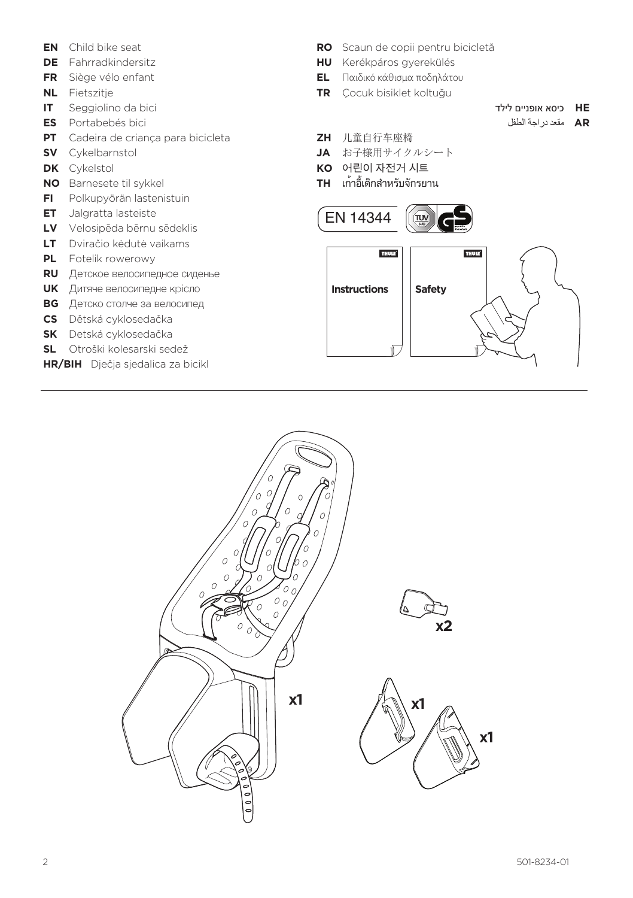**EN** Child bike seat
**DE** Fahrradkindersitz
**FR** Siège vélo enfant
**NL** Fietszitje
**IT** Seggiolino da bici
**ES** Portabebés bici
**PT** Cadeira de criança para bicicleta
**SV** Cykelbarnstol
**DK** Cykelstol
**NO** Barnesete til sykkel
**FI** Polkupyörän lastenistuin
**ET** Jalgratta lasteiste
**LV** Velosipēda bērnu sēdeklis
**LT** Dviračio kėdutė vaikams
**PL** Fotelik rowerowy
**RU** Детское велосипедное сиденье
**UK** Дитяче велосипедне крісло
**BG** Детско столче за велосипед
**CS** Dětská cyklosedačka
**SK** Detská cyklosedačka
**SL** Otroški kolesarski sedež
**HR/BIH** Dječja sjedalica za bicikl

**RO** Scaun de copii pentru bicicletă
**HU** Kerékpáros gyerekülés
**EL** Παιδικό κάθισμα ποδηλάτου
**TR** Çocuk bisiklet koltuğu
**HE** כיסא אופניים לילד
**AR** مقعد دراجة الطفل
**ZH** 儿童自行车座椅
**JA** お子様用サイクルシート
**KO** 어린이 자전거 시트
**TH** เก้าอี้เด็กสำหรับจักรยาน

EN 14344

Instructions

Safety

x1

x2

x1

x1

501-8234-01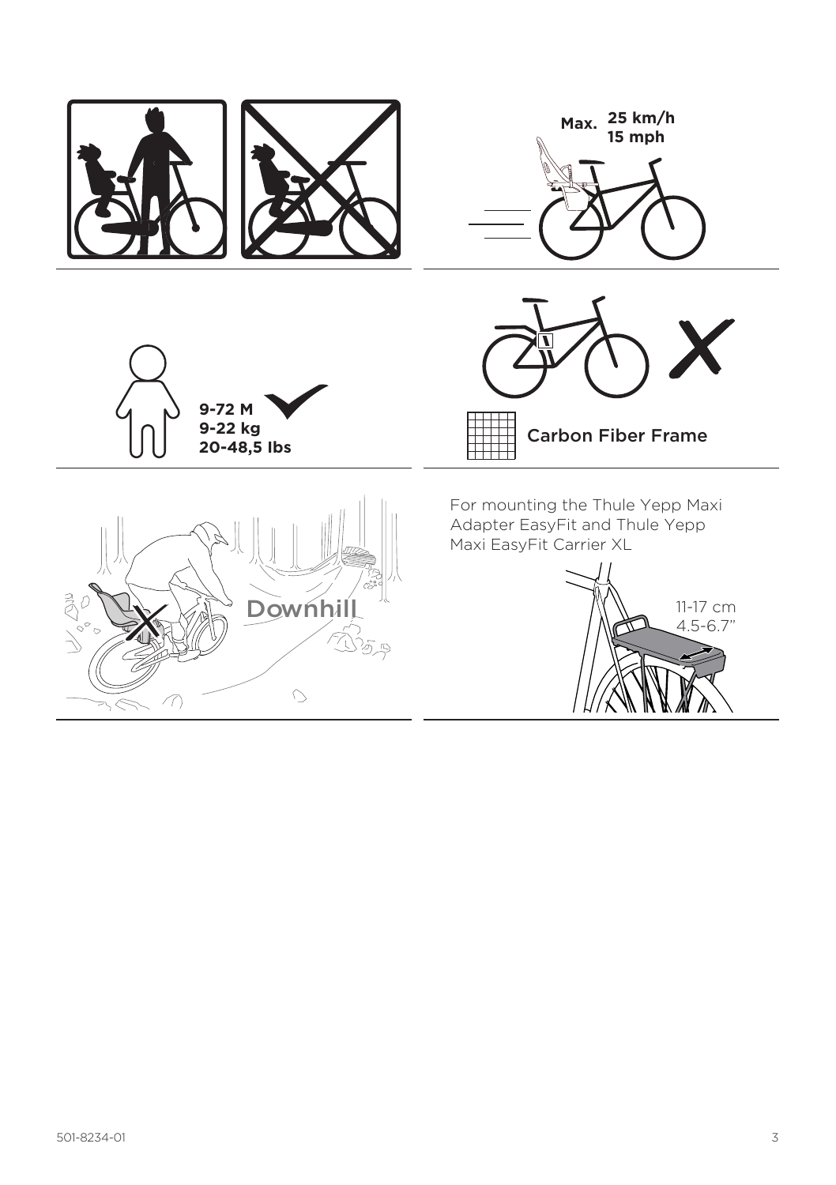Max. **25 km/h**
**15 mph**

**9-72 M**
**9-22 kg**
**20-48,5 lbs**

Carbon Fiber Frame

Downhill

For mounting the Thule Yepp Maxi Adapter EasyFit and Thule Yepp Maxi EasyFit Carrier XL

11-17 cm
4.5-6.7"

501-8234-01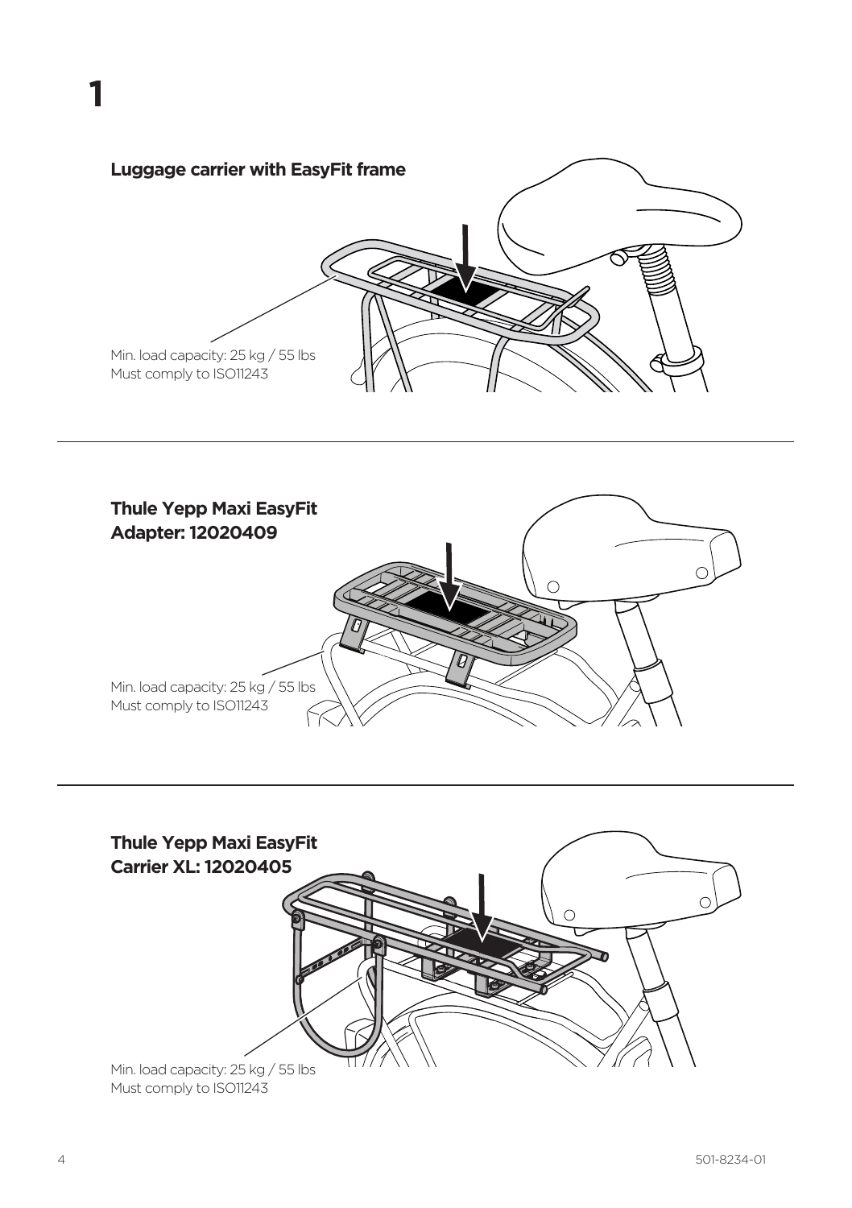# 1

**Luggage carrier with EasyFit frame**

Min. load capacity: 25 kg / 55 lbs
Must comply to ISO11243

**Thule Yepp Maxi EasyFit Adapter: 12020409**

Min. load capacity: 25 kg / 55 lbs
Must comply to ISO11243

**Thule Yepp Maxi EasyFit Carrier XL: 12020405**

Min. load capacity: 25 kg / 55 lbs
Must comply to ISO11243

501-8234-01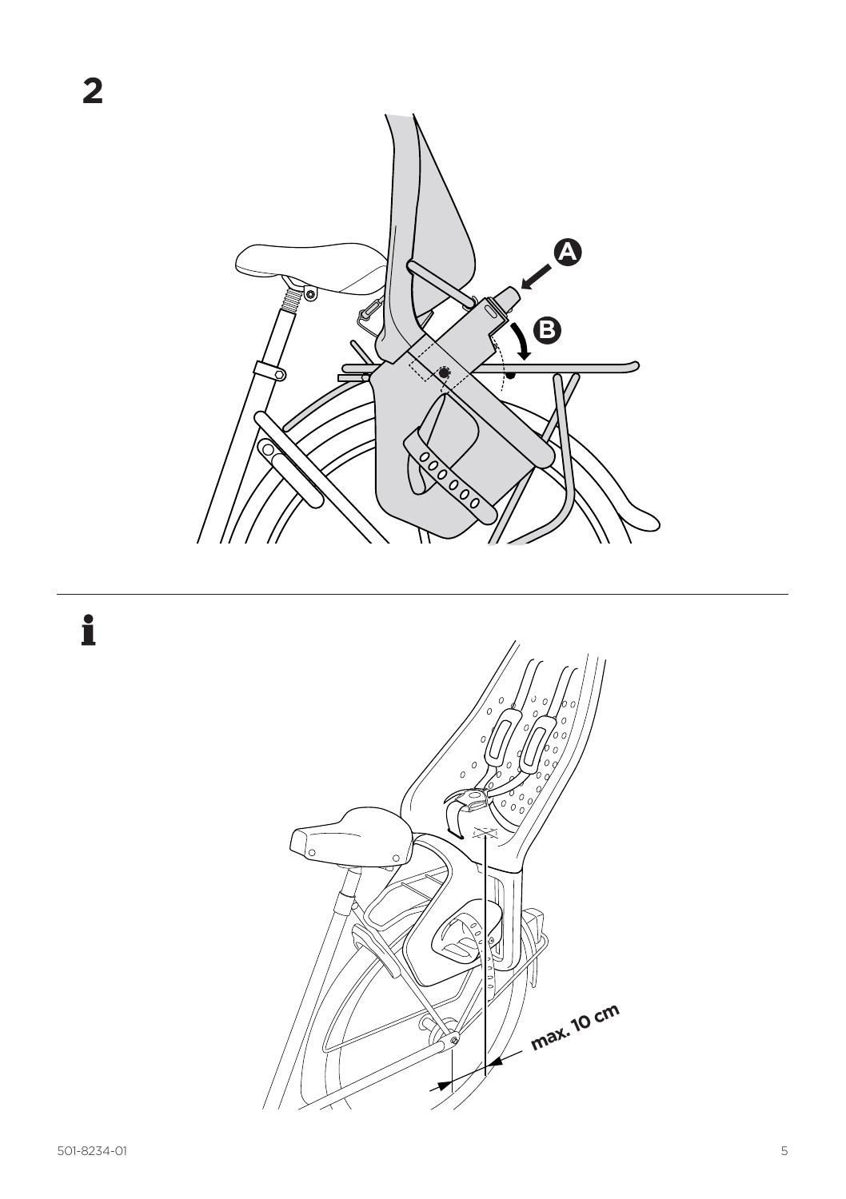2

A

B

i

max. 10 cm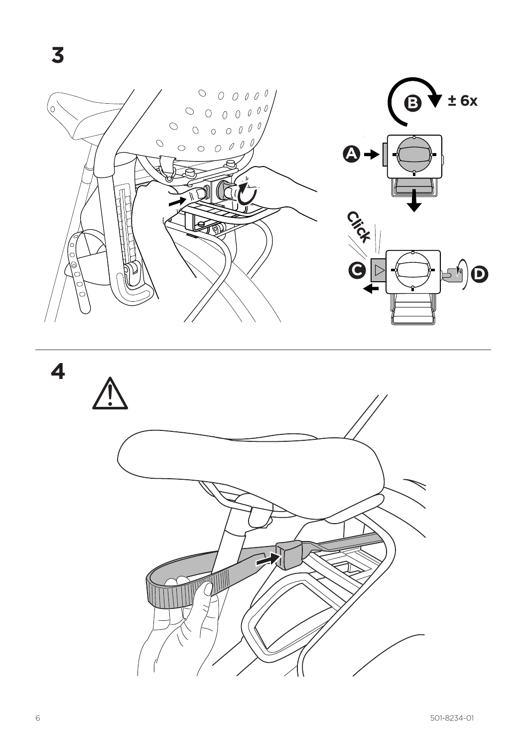3

B ± 6x

A

Click

C

D

4

⚠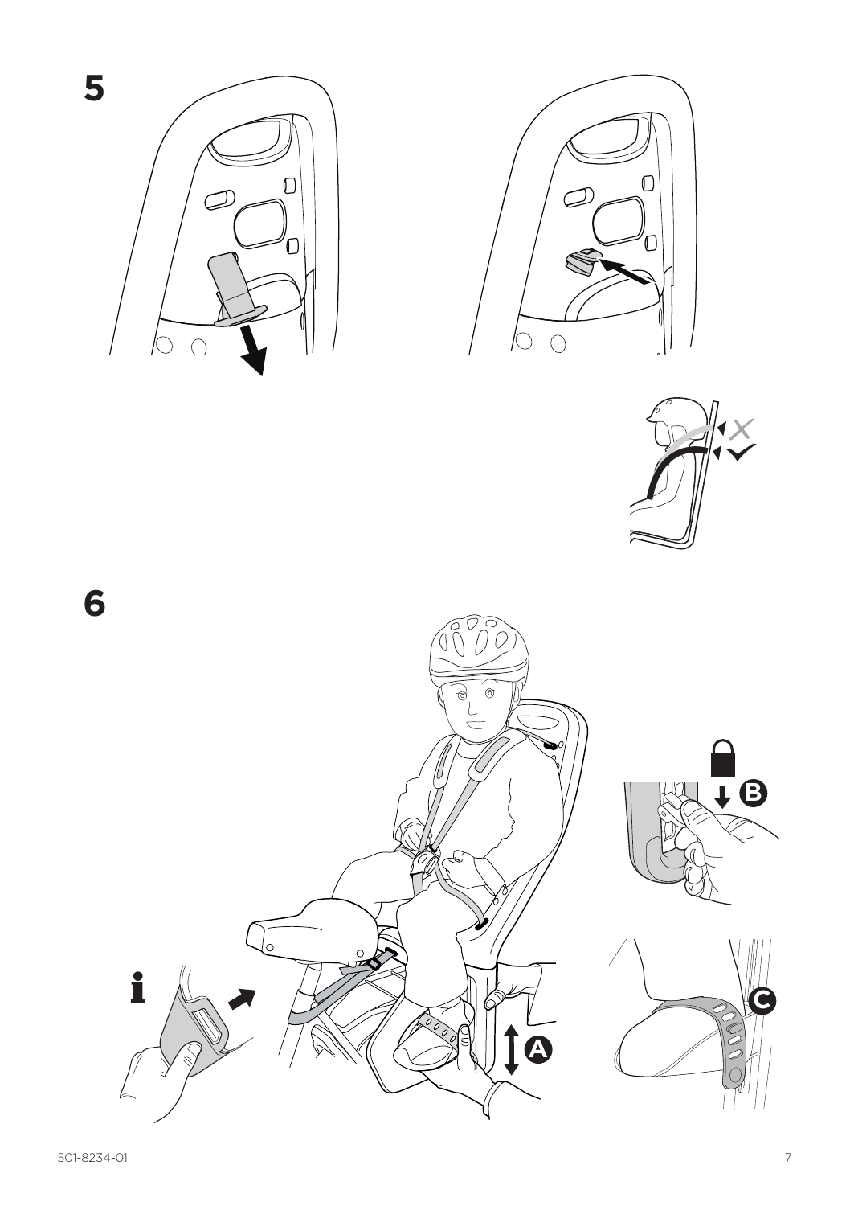5

6

A

B

C

i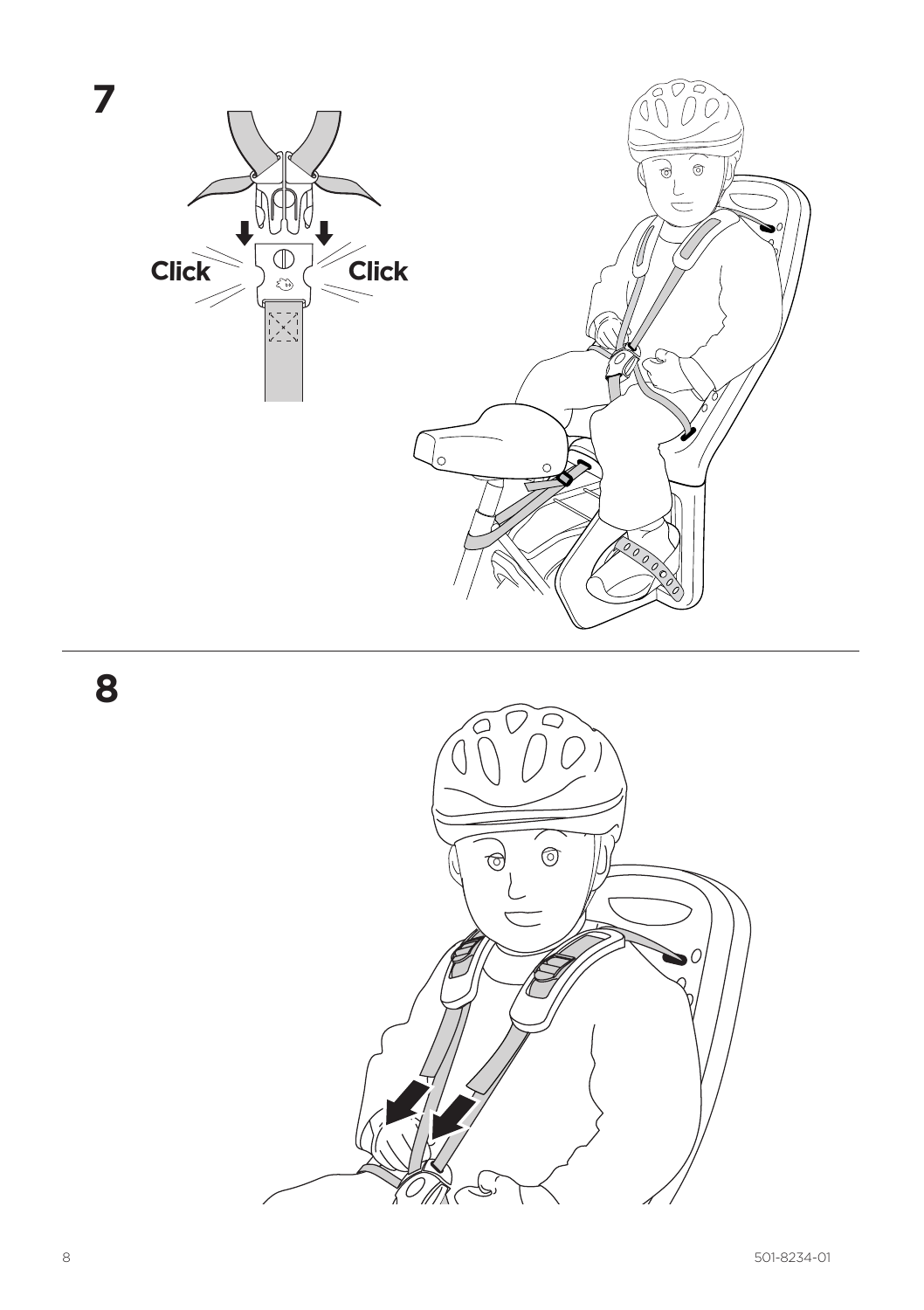**7**

Click Click

**8**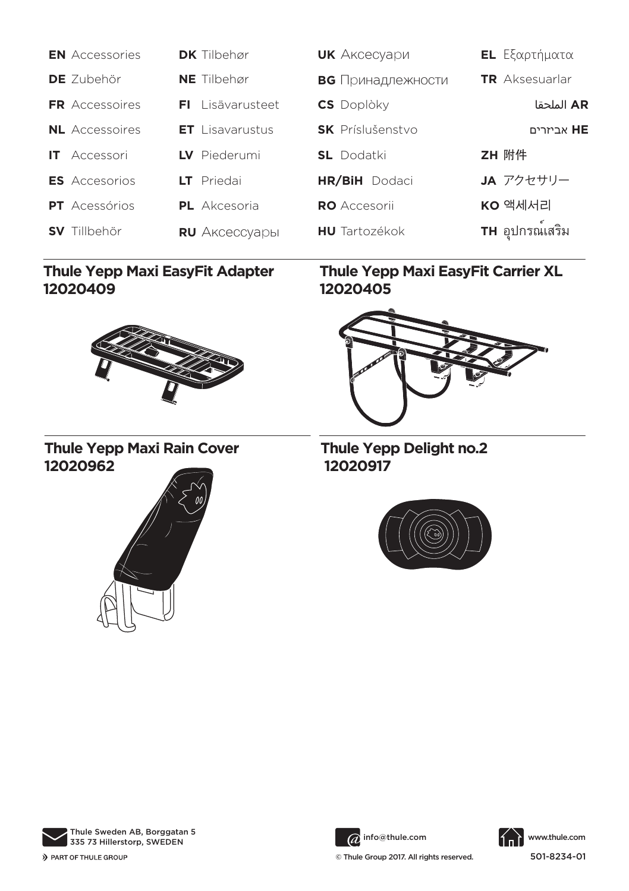**EN** Accessories
**DE** Zubehör
**FR** Accessoires
**NL** Accessoires
**IT** Accessori
**ES** Accesorios
**PT** Acessórios
**SV** Tillbehör
**DK** Tilbehør
**NE** Tilbehør
**FI** Lisävarusteet
**ET** Lisavarustus
**LV** Piederumi
**LT** Priedai
**PL** Akcesoria
**RU** Аксессуары
**UK** Аксесуари
**BG** Принадлежности
**CS** Doplòky
**SK** Príslušenstvo
**SL** Dodatki
**HR/BiH** Dodaci
**RO** Accesorii
**HU** Tartozékok
**EL** Εξαρτήματα
**TR** Aksesuarlar
**AR** الملحقا
**HE** אביזרים
**ZH** 附件
**JA** アクセサリー
**KO** 액세서리
**TH** อุปกรณ์เสริม

## Thule Yepp Maxi EasyFit Adapter
## 12020409

## Thule Yepp Maxi EasyFit Carrier XL
## 12020405

## Thule Yepp Maxi Rain Cover
## 12020962

## Thule Yepp Delight no.2
## 12020917

Thule Sweden AB, Borggatan 5
335 73 Hillerstorp, SWEDEN

PART OF THULE GROUP

info@thule.com

© Thule Group 2017. All rights reserved.

www.thule.com

501-8234-01